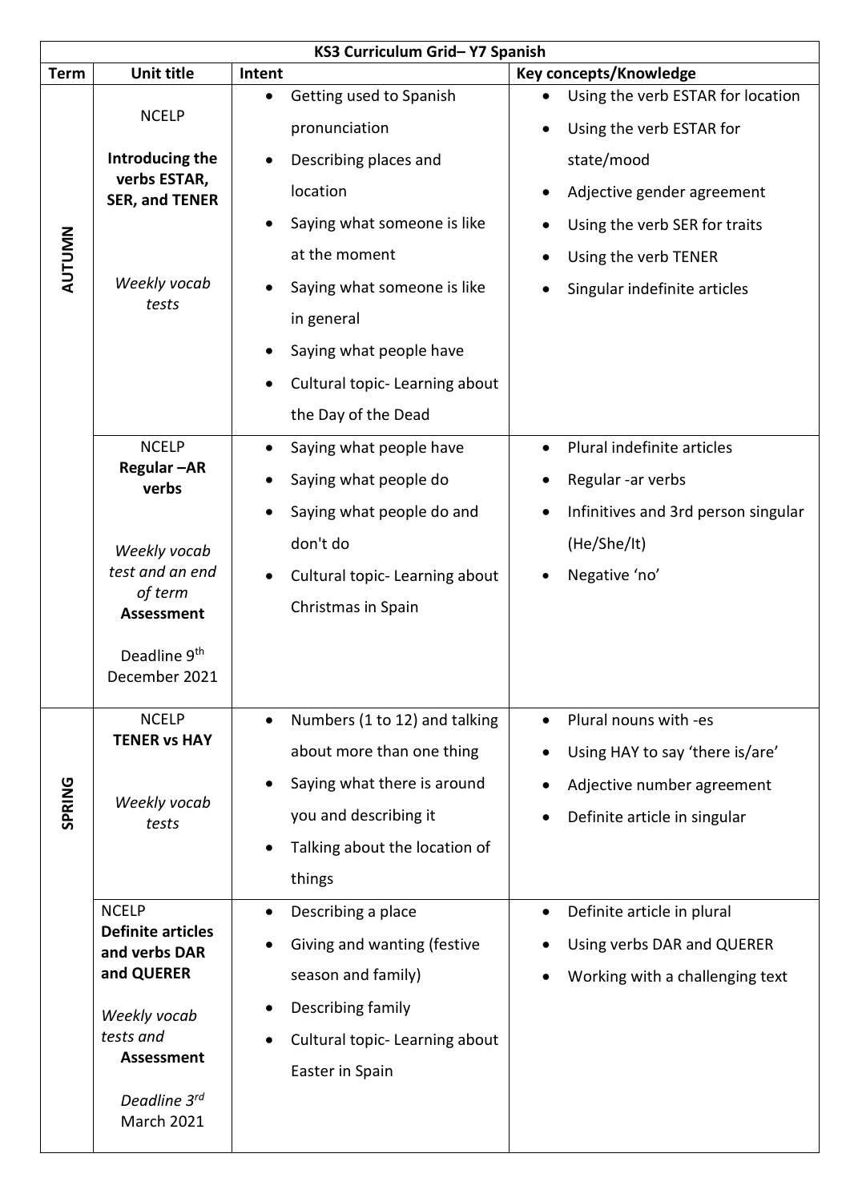| KS3 Curriculum Grid– Y7 Spanish | | | |
|---|---|---|---|
| **Term** | **Unit title** | **Intent** | **Key concepts/Knowledge** |
| **AUTUMN** | NCELP<br>**Introducing the verbs ESTAR, SER, and TENER**<br><br>*Weekly vocab tests* | • Getting used to Spanish pronunciation<br>• Describing places and location<br>• Saying what someone is like at the moment<br>• Saying what someone is like in general<br>• Saying what people have<br>• Cultural topic- Learning about the Day of the Dead | • Using the verb ESTAR for location<br>• Using the verb ESTAR for state/mood<br>• Adjective gender agreement<br>• Using the verb SER for traits<br>• Using the verb TENER<br>• Singular indefinite articles |
| | NCELP<br>**Regular –AR verbs**<br><br>*Weekly vocab test and an end of term* **Assessment**<br><br>Deadline 9th December 2021 | • Saying what people have<br>• Saying what people do<br>• Saying what people do and don't do<br>• Cultural topic- Learning about Christmas in Spain | • Plural indefinite articles<br>• Regular -ar verbs<br>• Infinitives and 3rd person singular (He/She/It)<br>• Negative 'no' |
| **SPRING** | NCELP<br>**TENER vs HAY**<br><br>*Weekly vocab tests* | • Numbers (1 to 12) and talking about more than one thing<br>• Saying what there is around you and describing it<br>• Talking about the location of things | • Plural nouns with -es<br>• Using HAY to say 'there is/are'<br>• Adjective number agreement<br>• Definite article in singular |
| | NCELP<br>**Definite articles and verbs DAR and QUERER**<br><br>*Weekly vocab tests and* **Assessment**<br><br>*Deadline 3rd* March 2021 | • Describing a place<br>• Giving and wanting (festive season and family)<br>• Describing family<br>• Cultural topic- Learning about Easter in Spain | • Definite article in plural<br>• Using verbs DAR and QUERER<br>• Working with a challenging text |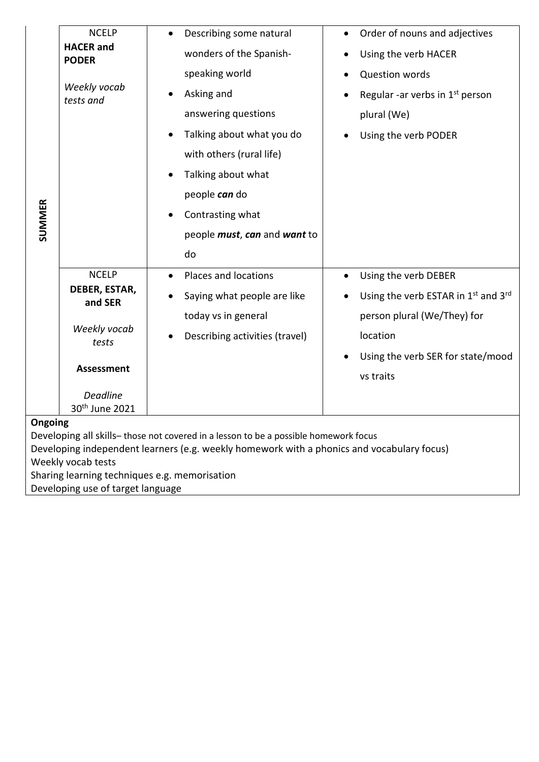| | | | |
|---|---|---|---|
| **SUMMER** | NCELP<br>**HACER and PODER**<br><br>*Weekly vocab tests and* | • Describing some natural wonders of the Spanish-speaking world<br>• Asking and answering questions<br>• Talking about what you do with others (rural life)<br>• Talking about what people ***can*** do<br>• Contrasting what people ***must***, ***can*** and ***want*** to do | • Order of nouns and adjectives<br>• Using the verb HACER<br>• Question words<br>• Regular -ar verbs in 1st person plural (We)<br>• Using the verb PODER |
| | NCELP<br>**DEBER, ESTAR, and SER**<br><br>*Weekly vocab tests*<br><br>**Assessment**<br><br>*Deadline*<br>30th June 2021 | • Places and locations<br>• Saying what people are like today vs in general<br>• Describing activities (travel) | • Using the verb DEBER<br>• Using the verb ESTAR in 1st and 3rd person plural (We/They) for location<br>• Using the verb SER for state/mood vs traits |

**Ongoing**

Developing all skills– those not covered in a lesson to be a possible homework focus
Developing independent learners (e.g. weekly homework with a phonics and vocabulary focus)
Weekly vocab tests
Sharing learning techniques e.g. memorisation
Developing use of target language